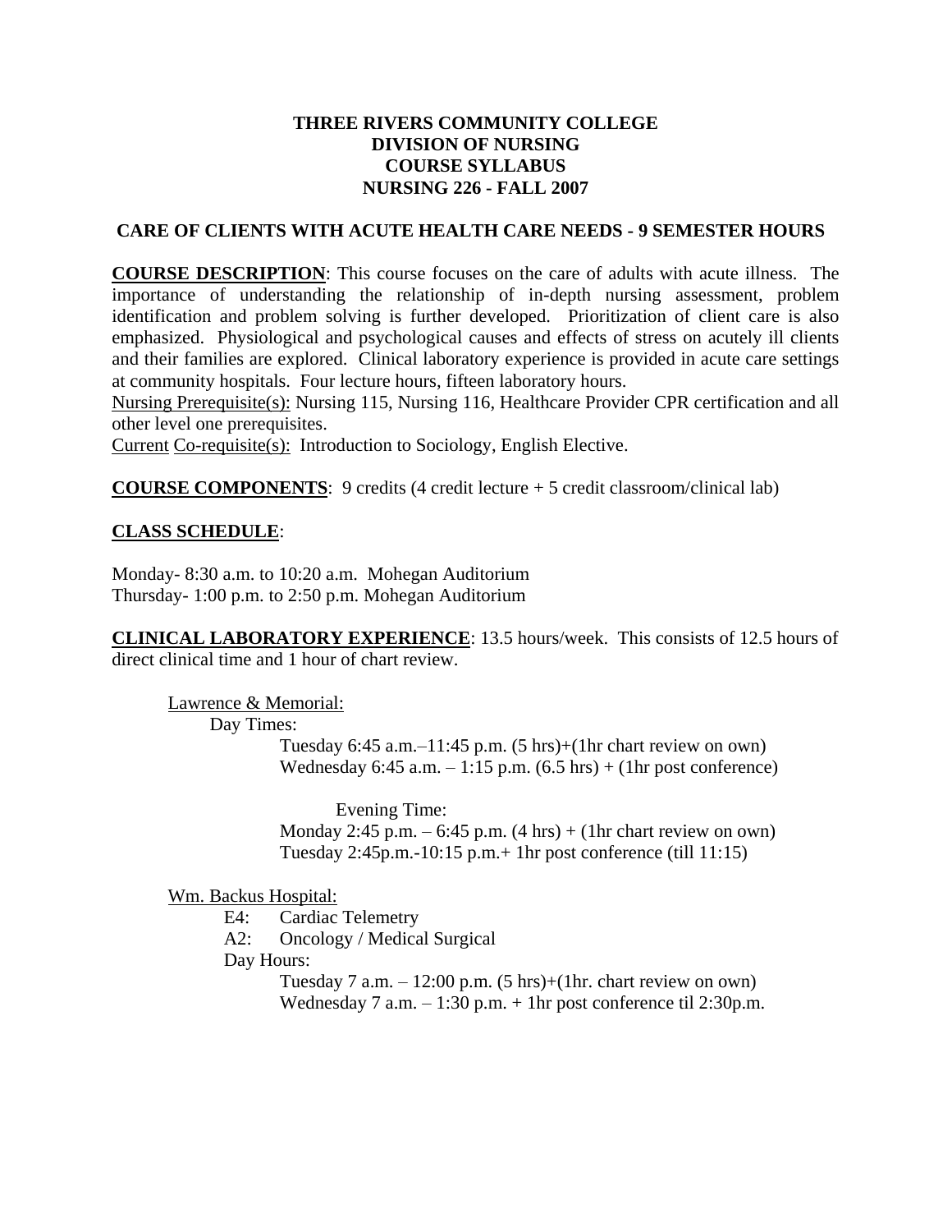# THREE RIVERS COMMUNITY COLLEGE
# DIVISION OF NURSING
# COURSE SYLLABUS
# NURSING 226 - FALL 2007

## CARE OF CLIENTS WITH ACUTE HEALTH CARE NEEDS - 9 SEMESTER HOURS

**COURSE DESCRIPTION**: This course focuses on the care of adults with acute illness. The importance of understanding the relationship of in-depth nursing assessment, problem identification and problem solving is further developed. Prioritization of client care is also emphasized. Physiological and psychological causes and effects of stress on acutely ill clients and their families are explored. Clinical laboratory experience is provided in acute care settings at community hospitals. Four lecture hours, fifteen laboratory hours.

Nursing Prerequisite(s): Nursing 115, Nursing 116, Healthcare Provider CPR certification and all other level one prerequisites.

Current Co-requisite(s): Introduction to Sociology, English Elective.

**COURSE COMPONENTS**: 9 credits (4 credit lecture + 5 credit classroom/clinical lab)

**CLASS SCHEDULE**:

Monday- 8:30 a.m. to 10:20 a.m. Mohegan Auditorium
Thursday- 1:00 p.m. to 2:50 p.m. Mohegan Auditorium

**CLINICAL LABORATORY EXPERIENCE**: 13.5 hours/week. This consists of 12.5 hours of direct clinical time and 1 hour of chart review.

Lawrence & Memorial:

Day Times:

Tuesday 6:45 a.m.–11:45 p.m. (5 hrs)+(1hr chart review on own)
Wednesday 6:45 a.m. – 1:15 p.m. (6.5 hrs) + (1hr post conference)

Evening Time:

Monday 2:45 p.m. – 6:45 p.m. (4 hrs) + (1hr chart review on own)
Tuesday 2:45p.m.-10:15 p.m.+ 1hr post conference (till 11:15)

Wm. Backus Hospital:

E4: Cardiac Telemetry
A2: Oncology / Medical Surgical

Day Hours:

Tuesday 7 a.m. – 12:00 p.m. (5 hrs)+(1hr. chart review on own)
Wednesday 7 a.m. – 1:30 p.m. + 1hr post conference til 2:30p.m.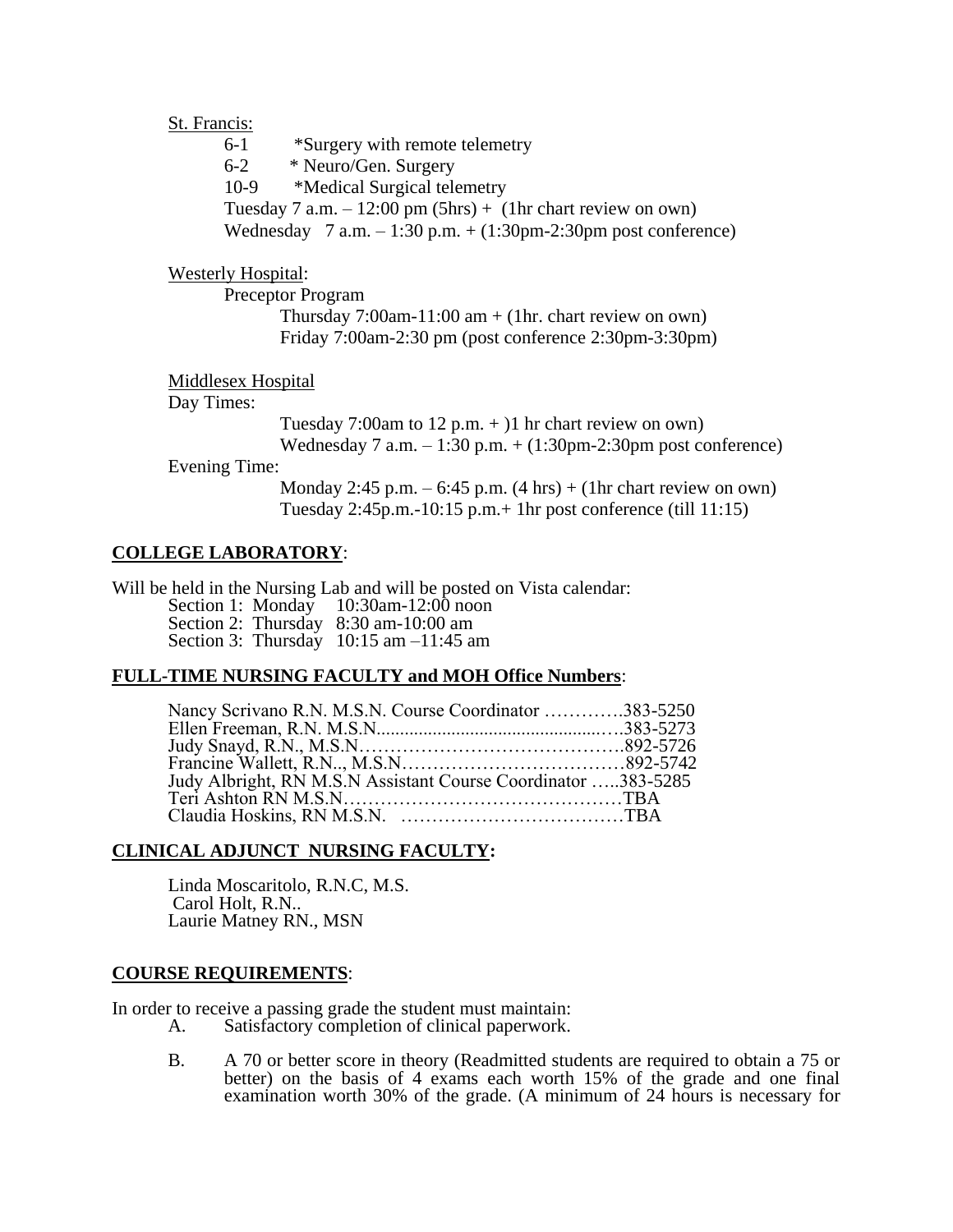St. Francis:

6-1 *Surgery with remote telemetry
6-2 * Neuro/Gen. Surgery
10-9 *Medical Surgical telemetry
Tuesday 7 a.m. – 12:00 pm (5hrs) + (1hr chart review on own)
Wednesday 7 a.m. – 1:30 p.m. + (1:30pm-2:30pm post conference)

Westerly Hospital:

Preceptor Program
Thursday 7:00am-11:00 am + (1hr. chart review on own)
Friday 7:00am-2:30 pm (post conference 2:30pm-3:30pm)

Middlesex Hospital

Day Times:
Tuesday 7:00am to 12 p.m. + )1 hr chart review on own)
Wednesday 7 a.m. – 1:30 p.m. + (1:30pm-2:30pm post conference)

Evening Time:
Monday 2:45 p.m. – 6:45 p.m. (4 hrs) + (1hr chart review on own)
Tuesday 2:45p.m.-10:15 p.m.+ 1hr post conference (till 11:15)

**COLLEGE LABORATORY**:

Will be held in the Nursing Lab and will be posted on Vista calendar:
Section 1: Monday 10:30am-12:00 noon
Section 2: Thursday 8:30 am-10:00 am
Section 3: Thursday 10:15 am –11:45 am

**FULL-TIME NURSING FACULTY and MOH Office Numbers**:

Nancy Scrivano R.N. M.S.N. Course Coordinator ………….383-5250
Ellen Freeman, R.N. M.S.N..................................................….383-5273
Judy Snayd, R.N., M.S.N…………………………………….892-5726
Francine Wallett, R.N.., M.S.N………………………………892-5742
Judy Albright, RN M.S.N Assistant Course Coordinator …..383-5285
Teri Ashton RN M.S.N………………………………………TBA
Claudia Hoskins, RN M.S.N. ………………………………TBA

**CLINICAL ADJUNCT NURSING FACULTY:**

Linda Moscaritolo, R.N.C, M.S.
Carol Holt, R.N..
Laurie Matney RN., MSN

**COURSE REQUIREMENTS**:

In order to receive a passing grade the student must maintain:

A. Satisfactory completion of clinical paperwork.

B. A 70 or better score in theory (Readmitted students are required to obtain a 75 or better) on the basis of 4 exams each worth 15% of the grade and one final examination worth 30% of the grade. (A minimum of 24 hours is necessary for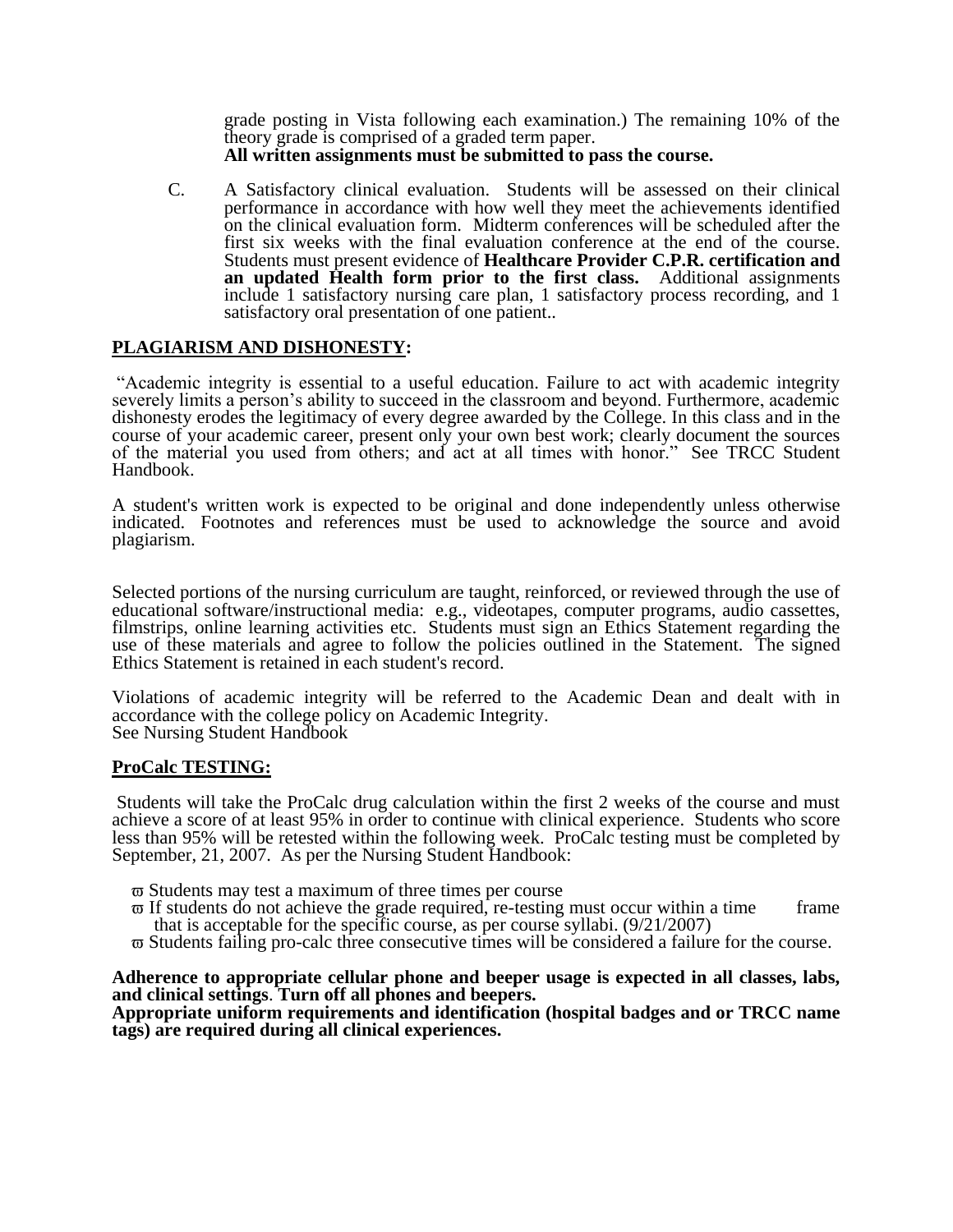grade posting in Vista following each examination.) The remaining 10% of the theory grade is comprised of a graded term paper.
**All written assignments must be submitted to pass the course.**

C. A Satisfactory clinical evaluation. Students will be assessed on their clinical performance in accordance with how well they meet the achievements identified on the clinical evaluation form. Midterm conferences will be scheduled after the first six weeks with the final evaluation conference at the end of the course. Students must present evidence of **Healthcare Provider C.P.R. certification and an updated Health form prior to the first class.** Additional assignments include 1 satisfactory nursing care plan, 1 satisfactory process recording, and 1 satisfactory oral presentation of one patient..

## PLAGIARISM AND DISHONESTY:

"Academic integrity is essential to a useful education. Failure to act with academic integrity severely limits a person's ability to succeed in the classroom and beyond. Furthermore, academic dishonesty erodes the legitimacy of every degree awarded by the College. In this class and in the course of your academic career, present only your own best work; clearly document the sources of the material you used from others; and act at all times with honor." See TRCC Student Handbook.

A student's written work is expected to be original and done independently unless otherwise indicated. Footnotes and references must be used to acknowledge the source and avoid plagiarism.

Selected portions of the nursing curriculum are taught, reinforced, or reviewed through the use of educational software/instructional media: e.g., videotapes, computer programs, audio cassettes, filmstrips, online learning activities etc. Students must sign an Ethics Statement regarding the use of these materials and agree to follow the policies outlined in the Statement. The signed Ethics Statement is retained in each student's record.

Violations of academic integrity will be referred to the Academic Dean and dealt with in accordance with the college policy on Academic Integrity.
See Nursing Student Handbook

## ProCalc TESTING:

Students will take the ProCalc drug calculation within the first 2 weeks of the course and must achieve a score of at least 95% in order to continue with clinical experience. Students who score less than 95% will be retested within the following week. ProCalc testing must be completed by September, 21, 2007. As per the Nursing Student Handbook:

- Students may test a maximum of three times per course
- If students do not achieve the grade required, re-testing must occur within a time frame that is acceptable for the specific course, as per course syllabi. (9/21/2007)
- Students failing pro-calc three consecutive times will be considered a failure for the course.

**Adherence to appropriate cellular phone and beeper usage is expected in all classes, labs, and clinical settings**. **Turn off all phones and beepers.**
**Appropriate uniform requirements and identification (hospital badges and or TRCC name tags) are required during all clinical experiences.**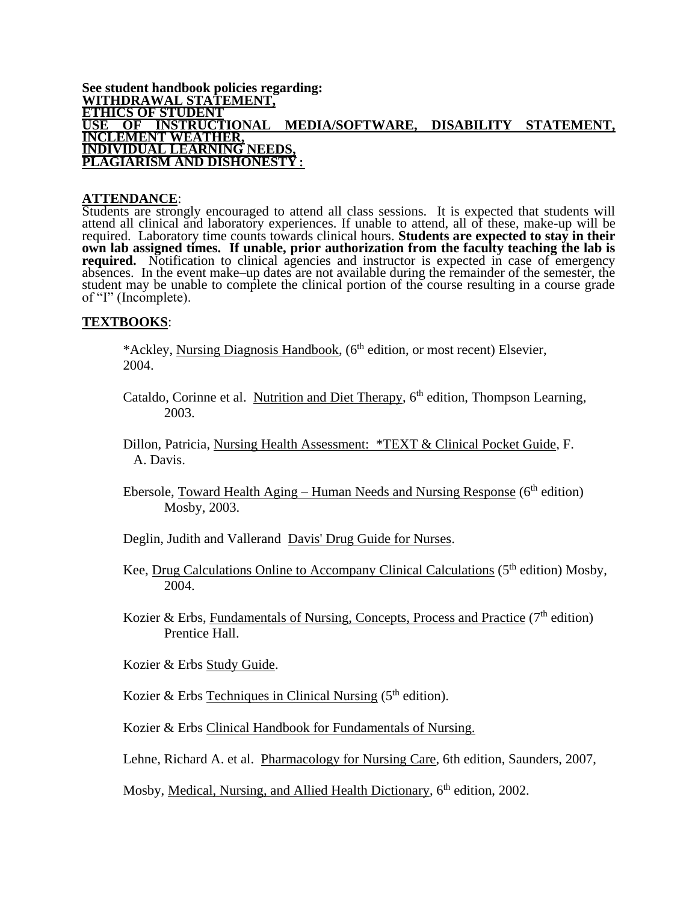**See student handbook policies regarding:**
**WITHDRAWAL STATEMENT,**
**ETHICS OF STUDENT**
**USE OF INSTRUCTIONAL MEDIA/SOFTWARE, DISABILITY STATEMENT,**
**INCLEMENT WEATHER,**
**INDIVIDUAL LEARNING NEEDS,**
**PLAGIARISM AND DISHONESTY:**

**ATTENDANCE**:

Students are strongly encouraged to attend all class sessions. It is expected that students will attend all clinical and laboratory experiences. If unable to attend, all of these, make-up will be required. Laboratory time counts towards clinical hours. **Students are expected to stay in their own lab assigned times. If unable, prior authorization from the faculty teaching the lab is required.** Notification to clinical agencies and instructor is expected in case of emergency absences. In the event make–up dates are not available during the remainder of the semester, the student may be unable to complete the clinical portion of the course resulting in a course grade of "I" (Incomplete).

**TEXTBOOKS**:

*Ackley, Nursing Diagnosis Handbook, (6th edition, or most recent) Elsevier, 2004.

Cataldo, Corinne et al. Nutrition and Diet Therapy, 6th edition, Thompson Learning, 2003.

Dillon, Patricia, Nursing Health Assessment: *TEXT & Clinical Pocket Guide, F. A. Davis.

Ebersole, Toward Health Aging – Human Needs and Nursing Response (6th edition) Mosby, 2003.

Deglin, Judith and Vallerand Davis' Drug Guide for Nurses.

Kee, Drug Calculations Online to Accompany Clinical Calculations (5th edition) Mosby, 2004.

Kozier & Erbs, Fundamentals of Nursing, Concepts, Process and Practice (7th edition) Prentice Hall.

Kozier & Erbs Study Guide.

Kozier & Erbs Techniques in Clinical Nursing (5th edition).

Kozier & Erbs Clinical Handbook for Fundamentals of Nursing.

Lehne, Richard A. et al. Pharmacology for Nursing Care, 6th edition, Saunders, 2007,

Mosby, Medical, Nursing, and Allied Health Dictionary, 6th edition, 2002.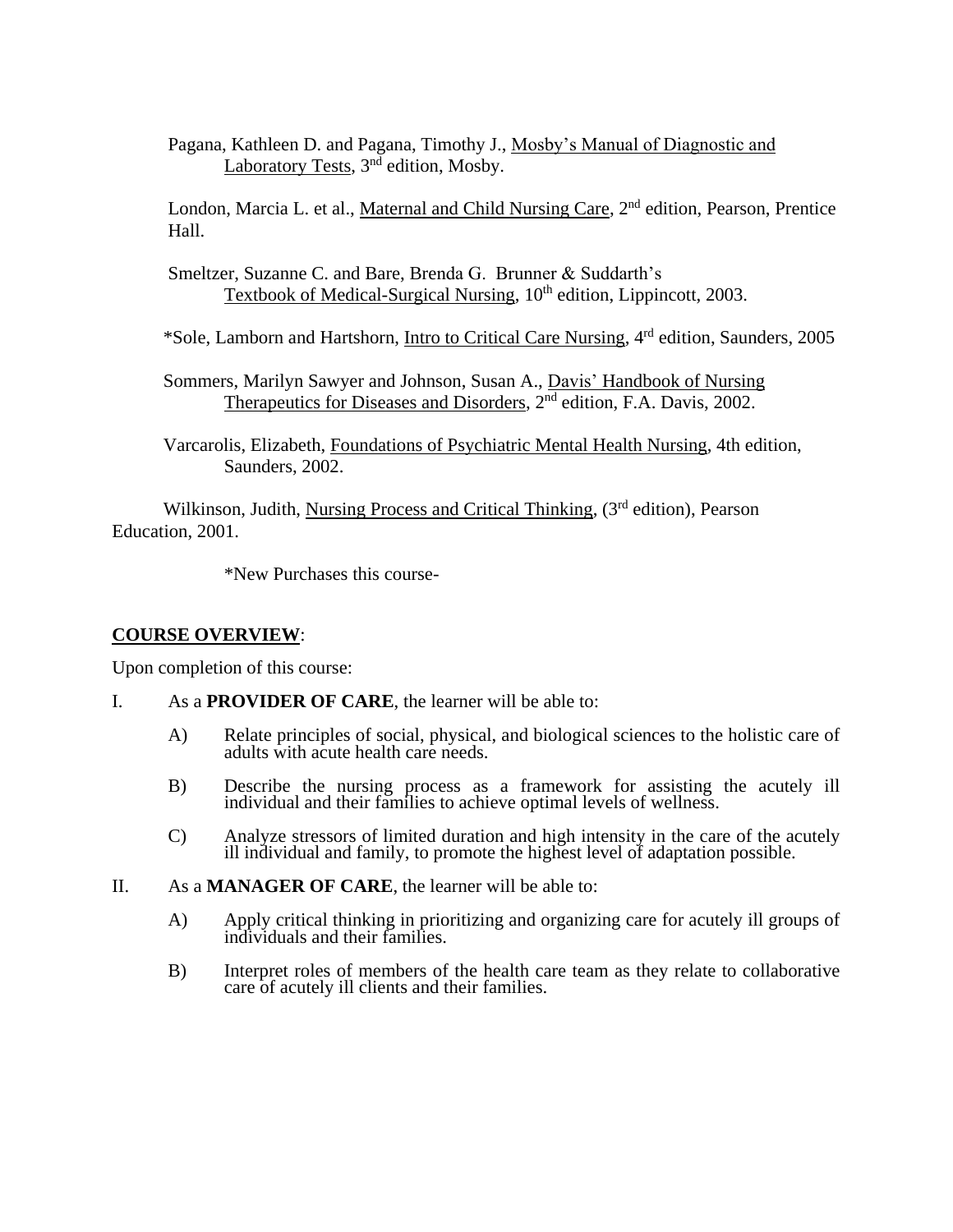Pagana, Kathleen D. and Pagana, Timothy J., Mosby's Manual of Diagnostic and Laboratory Tests, 3nd edition, Mosby.

London, Marcia L. et al., Maternal and Child Nursing Care, 2nd edition, Pearson, Prentice Hall.

Smeltzer, Suzanne C. and Bare, Brenda G. Brunner & Suddarth's Textbook of Medical-Surgical Nursing, 10th edition, Lippincott, 2003.

*Sole, Lamborn and Hartshorn, Intro to Critical Care Nursing, 4rd edition, Saunders, 2005

Sommers, Marilyn Sawyer and Johnson, Susan A., Davis' Handbook of Nursing Therapeutics for Diseases and Disorders, 2nd edition, F.A. Davis, 2002.

Varcarolis, Elizabeth, Foundations of Psychiatric Mental Health Nursing, 4th edition, Saunders, 2002.

Wilkinson, Judith, Nursing Process and Critical Thinking, (3rd edition), Pearson Education, 2001.

*New Purchases this course-

## COURSE OVERVIEW:

Upon completion of this course:

I. As a **PROVIDER OF CARE**, the learner will be able to:

   A) Relate principles of social, physical, and biological sciences to the holistic care of adults with acute health care needs.

   B) Describe the nursing process as a framework for assisting the acutely ill individual and their families to achieve optimal levels of wellness.

   C) Analyze stressors of limited duration and high intensity in the care of the acutely ill individual and family, to promote the highest level of adaptation possible.

II. As a **MANAGER OF CARE**, the learner will be able to:

   A) Apply critical thinking in prioritizing and organizing care for acutely ill groups of individuals and their families.

   B) Interpret roles of members of the health care team as they relate to collaborative care of acutely ill clients and their families.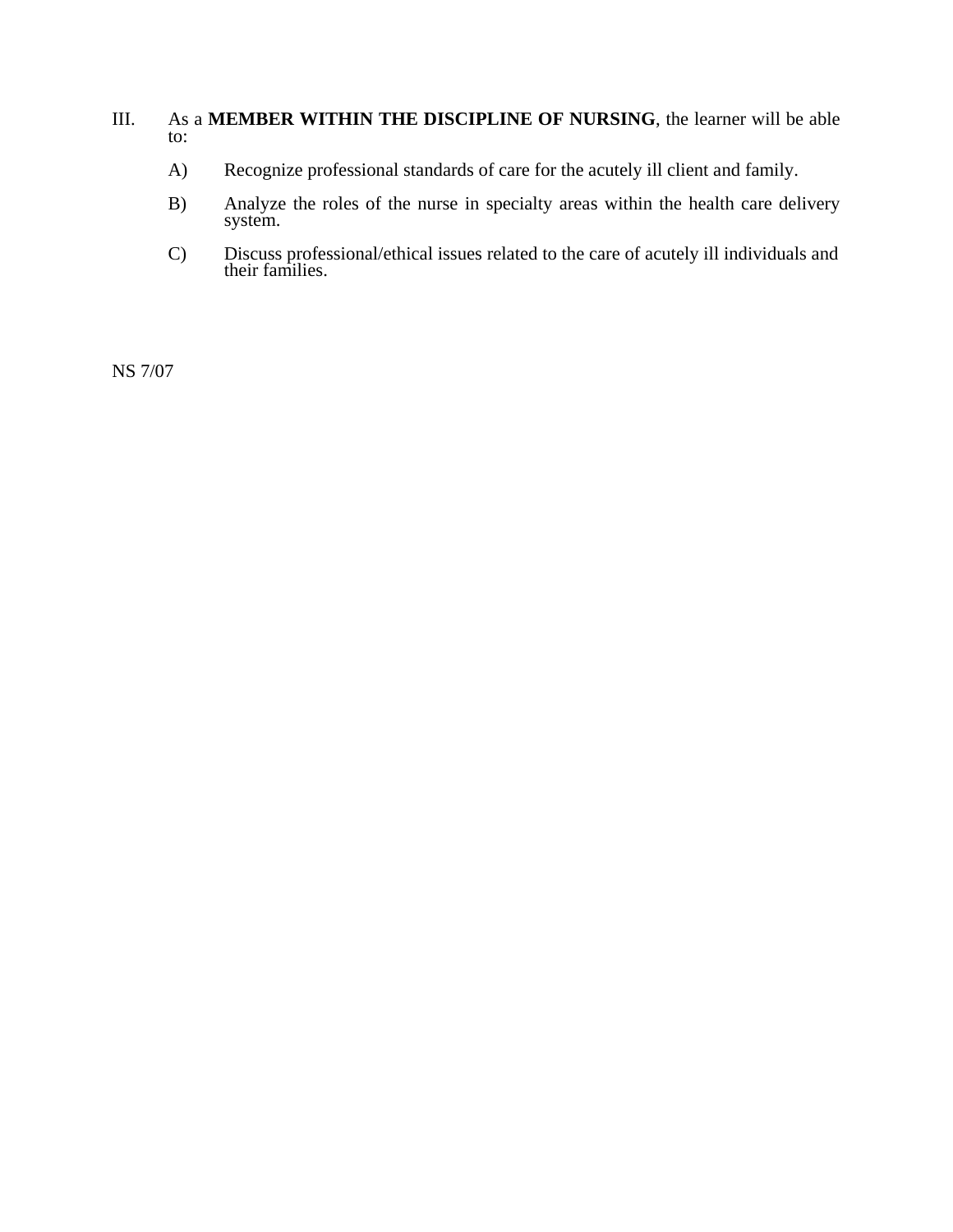III. As a **MEMBER WITHIN THE DISCIPLINE OF NURSING**, the learner will be able to:

A) Recognize professional standards of care for the acutely ill client and family.

B) Analyze the roles of the nurse in specialty areas within the health care delivery system.

C) Discuss professional/ethical issues related to the care of acutely ill individuals and their families.

NS 7/07